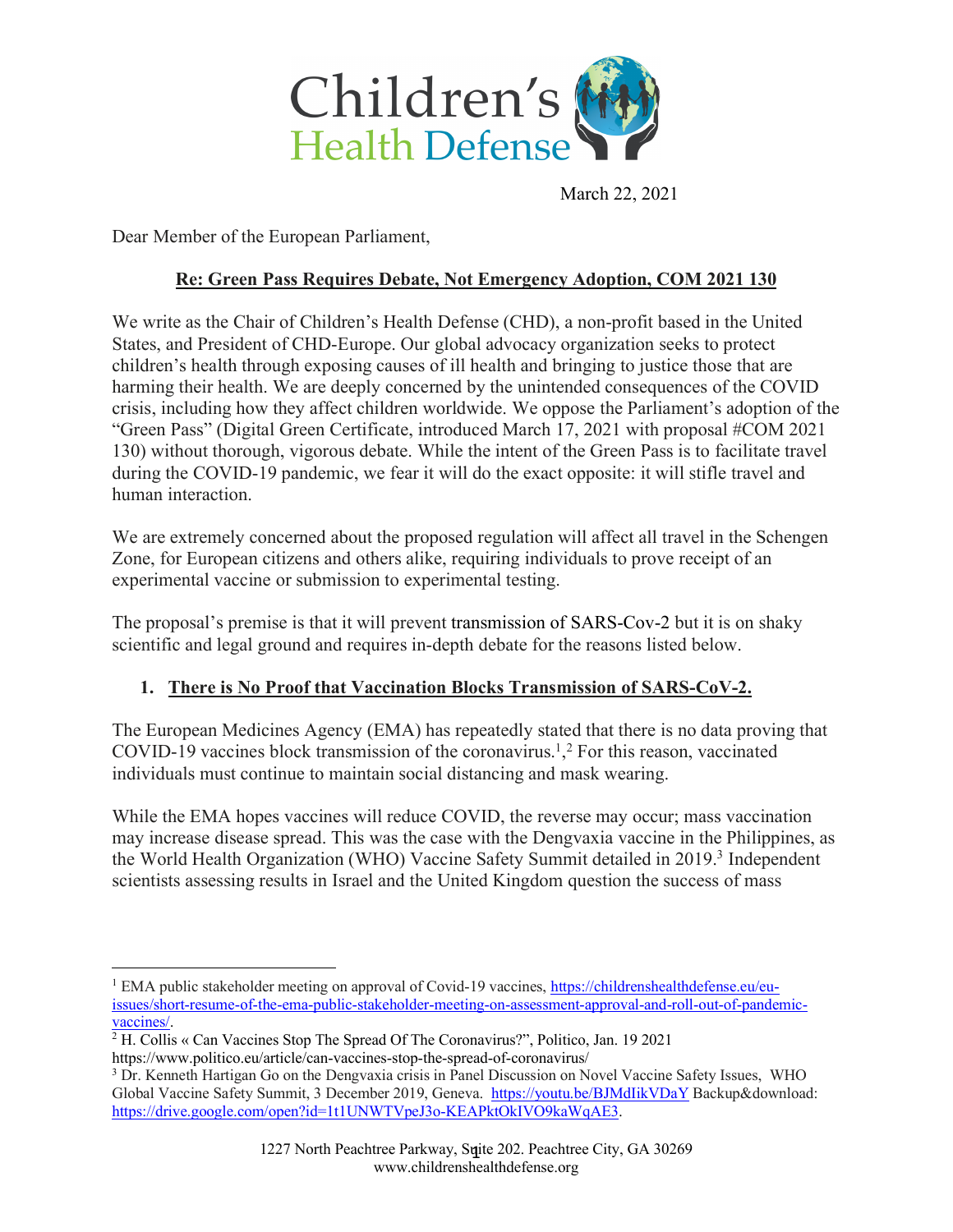Children's Health Defense

March 22, 2021

Dear Member of the European Parliament,

**Re: Green Pass Requires Debate, Not Emergency Adoption, COM 2021 130**

We write as the Chair of Children's Health Defense (CHD), a non-profit based in the United States, and President of CHD-Europe. Our global advocacy organization seeks to protect children's health through exposing causes of ill health and bringing to justice those that are harming their health. We are deeply concerned by the unintended consequences of the COVID crisis, including how they affect children worldwide. We oppose the Parliament's adoption of the "Green Pass" (Digital Green Certificate, introduced March 17, 2021 with proposal #COM 2021 130) without thorough, vigorous debate. While the intent of the Green Pass is to facilitate travel during the COVID-19 pandemic, we fear it will do the exact opposite: it will stifle travel and human interaction.

We are extremely concerned about the proposed regulation will affect all travel in the Schengen Zone, for European citizens and others alike, requiring individuals to prove receipt of an experimental vaccine or submission to experimental testing.

The proposal's premise is that it will prevent transmission of SARS-Cov-2 but it is on shaky scientific and legal ground and requires in-depth debate for the reasons listed below.

1. **There is No Proof that Vaccination Blocks Transmission of SARS-CoV-2.**

The European Medicines Agency (EMA) has repeatedly stated that there is no data proving that COVID-19 vaccines block transmission of the coronavirus.[1],[2] For this reason, vaccinated individuals must continue to maintain social distancing and mask wearing.

While the EMA hopes vaccines will reduce COVID, the reverse may occur; mass vaccination may increase disease spread. This was the case with the Dengvaxia vaccine in the Philippines, as the World Health Organization (WHO) Vaccine Safety Summit detailed in 2019.[3] Independent scientists assessing results in Israel and the United Kingdom question the success of mass

---

[1] EMA public stakeholder meeting on approval of Covid-19 vaccines, https://childrenshealthdefense.eu/eu-issues/short-resume-of-the-ema-public-stakeholder-meeting-on-assessment-approval-and-roll-out-of-pandemic-vaccines/.

[2] H. Collis « Can Vaccines Stop The Spread Of The Coronavirus?", Politico, Jan. 19 2021 https://www.politico.eu/article/can-vaccines-stop-the-spread-of-coronavirus/

[3] Dr. Kenneth Hartigan Go on the Dengvaxia crisis in Panel Discussion on Novel Vaccine Safety Issues, WHO Global Vaccine Safety Summit, 3 December 2019, Geneva. https://youtu.be/BJMdIikVDaY Backup&download: https://drive.google.com/open?id=1t1UNWTVpeJ3o-KEAPktOkIVO9kaWqAE3.

1227 North Peachtree Parkway, Suite 202. Peachtree City, GA 30269
www.childrenshealthdefense.org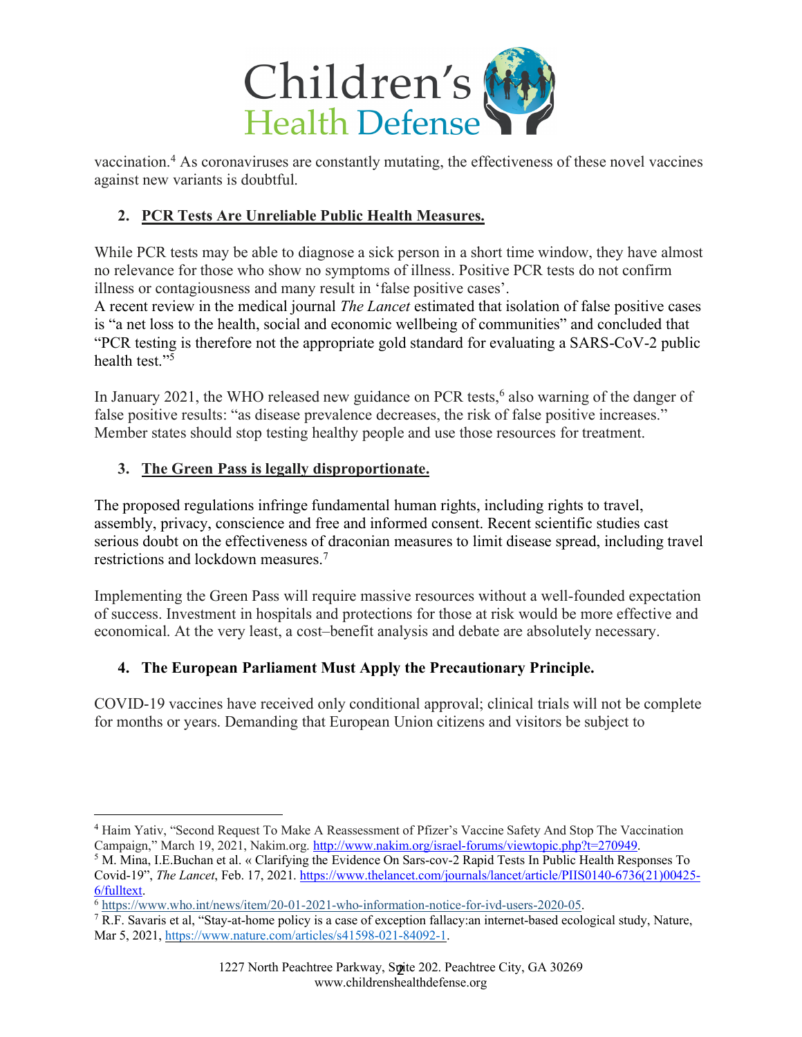vaccination.[4] As coronaviruses are constantly mutating, the effectiveness of these novel vaccines against new variants is doubtful.

2. **PCR Tests Are Unreliable Public Health Measures.**

While PCR tests may be able to diagnose a sick person in a short time window, they have almost no relevance for those who show no symptoms of illness. Positive PCR tests do not confirm illness or contagiousness and many result in 'false positive cases'.
A recent review in the medical journal *The Lancet* estimated that isolation of false positive cases is "a net loss to the health, social and economic wellbeing of communities" and concluded that "PCR testing is therefore not the appropriate gold standard for evaluating a SARS-CoV-2 public health test."[5]

In January 2021, the WHO released new guidance on PCR tests,[6] also warning of the danger of false positive results: "as disease prevalence decreases, the risk of false positive increases." Member states should stop testing healthy people and use those resources for treatment.

3. **The Green Pass is legally disproportionate.**

The proposed regulations infringe fundamental human rights, including rights to travel, assembly, privacy, conscience and free and informed consent. Recent scientific studies cast serious doubt on the effectiveness of draconian measures to limit disease spread, including travel restrictions and lockdown measures.[7]

Implementing the Green Pass will require massive resources without a well-founded expectation of success. Investment in hospitals and protections for those at risk would be more effective and economical. At the very least, a cost–benefit analysis and debate are absolutely necessary.

4. **The European Parliament Must Apply the Precautionary Principle.**

COVID-19 vaccines have received only conditional approval; clinical trials will not be complete for months or years. Demanding that European Union citizens and visitors be subject to

---

[4] Haim Yativ, "Second Request To Make A Reassessment of Pfizer's Vaccine Safety And Stop The Vaccination Campaign," March 19, 2021, Nakim.org. http://www.nakim.org/israel-forums/viewtopic.php?t=270949.

[5] M. Mina, I.E.Buchan et al. « Clarifying the Evidence On Sars-cov-2 Rapid Tests In Public Health Responses To Covid-19", *The Lancet*, Feb. 17, 2021. https://www.thelancet.com/journals/lancet/article/PIIS0140-6736(21)00425-6/fulltext.

[6] https://www.who.int/news/item/20-01-2021-who-information-notice-for-ivd-users-2020-05.

[7] R.F. Savaris et al, "Stay-at-home policy is a case of exception fallacy:an internet-based ecological study, Nature, Mar 5, 2021, https://www.nature.com/articles/s41598-021-84092-1.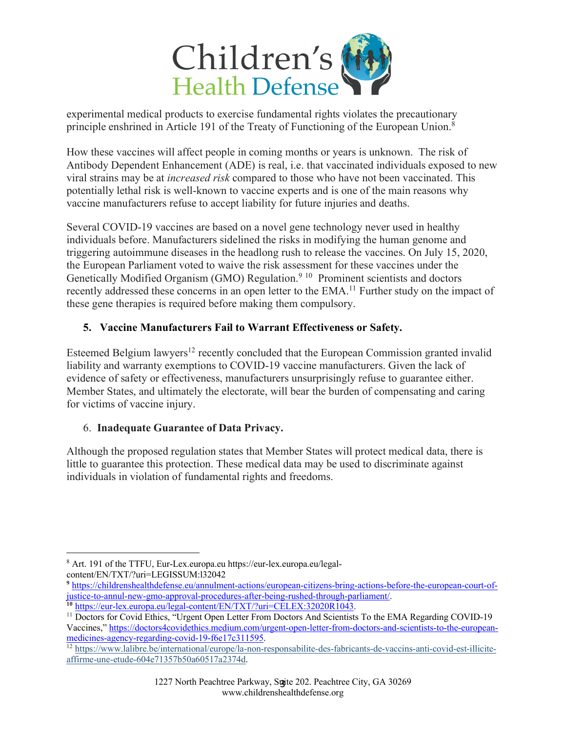experimental medical products to exercise fundamental rights violates the precautionary principle enshrined in Article 191 of the Treaty of Functioning of the European Union.[8]

How these vaccines will affect people in coming months or years is unknown. The risk of Antibody Dependent Enhancement (ADE) is real, i.e. that vaccinated individuals exposed to new viral strains may be at *increased risk* compared to those who have not been vaccinated. This potentially lethal risk is well-known to vaccine experts and is one of the main reasons why vaccine manufacturers refuse to accept liability for future injuries and deaths.

Several COVID-19 vaccines are based on a novel gene technology never used in healthy individuals before. Manufacturers sidelined the risks in modifying the human genome and triggering autoimmune diseases in the headlong rush to release the vaccines. On July 15, 2020, the European Parliament voted to waive the risk assessment for these vaccines under the Genetically Modified Organism (GMO) Regulation.[9] [10] Prominent scientists and doctors recently addressed these concerns in an open letter to the EMA.[11] Further study on the impact of these gene therapies is required before making them compulsory.

**5. Vaccine Manufacturers Fail to Warrant Effectiveness or Safety.**

Esteemed Belgium lawyers[12] recently concluded that the European Commission granted invalid liability and warranty exemptions to COVID-19 vaccine manufacturers. Given the lack of evidence of safety or effectiveness, manufacturers unsurprisingly refuse to guarantee either. Member States, and ultimately the electorate, will bear the burden of compensating and caring for victims of vaccine injury.

6. **Inadequate Guarantee of Data Privacy.**

Although the proposed regulation states that Member States will protect medical data, there is little to guarantee this protection. These medical data may be used to discriminate against individuals in violation of fundamental rights and freedoms.

---

[8] Art. 191 of the TTFU, Eur-Lex.europa.eu https://eur-lex.europa.eu/legal-content/EN/TXT/?uri=LEGISSUM:l32042

[9] https://childrenshealthdefense.eu/annulment-actions/european-citizens-bring-actions-before-the-european-court-of-justice-to-annul-new-gmo-approval-procedures-after-being-rushed-through-parliament/.

[10] https://eur-lex.europa.eu/legal-content/EN/TXT/?uri=CELEX:32020R1043.

[11] Doctors for Covid Ethics, "Urgent Open Letter From Doctors And Scientists To the EMA Regarding COVID-19 Vaccines," https://doctors4covidethics.medium.com/urgent-open-letter-from-doctors-and-scientists-to-the-european-medicines-agency-regarding-covid-19-f6e17c311595.

[12] https://www.lalibre.be/international/europe/la-non-responsabilite-des-fabricants-de-vaccins-anti-covid-est-illicite-affirme-une-etude-604e71357b50a60517a2374d.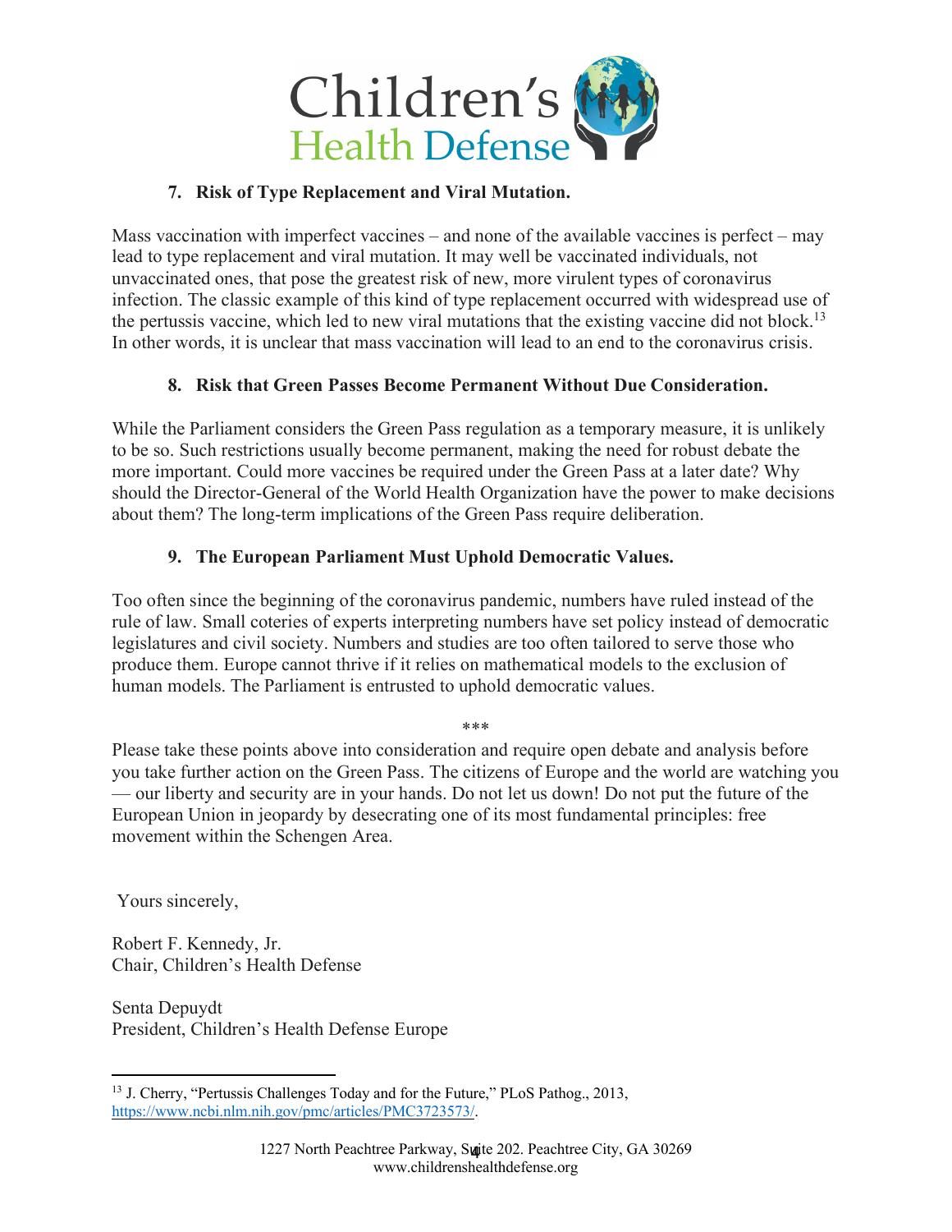### 7. Risk of Type Replacement and Viral Mutation.

Mass vaccination with imperfect vaccines – and none of the available vaccines is perfect – may lead to type replacement and viral mutation. It may well be vaccinated individuals, not unvaccinated ones, that pose the greatest risk of new, more virulent types of coronavirus infection. The classic example of this kind of type replacement occurred with widespread use of the pertussis vaccine, which led to new viral mutations that the existing vaccine did not block.[13] In other words, it is unclear that mass vaccination will lead to an end to the coronavirus crisis.

### 8. Risk that Green Passes Become Permanent Without Due Consideration.

While the Parliament considers the Green Pass regulation as a temporary measure, it is unlikely to be so. Such restrictions usually become permanent, making the need for robust debate the more important. Could more vaccines be required under the Green Pass at a later date? Why should the Director-General of the World Health Organization have the power to make decisions about them? The long-term implications of the Green Pass require deliberation.

### 9. The European Parliament Must Uphold Democratic Values.

Too often since the beginning of the coronavirus pandemic, numbers have ruled instead of the rule of law. Small coteries of experts interpreting numbers have set policy instead of democratic legislatures and civil society. Numbers and studies are too often tailored to serve those who produce them. Europe cannot thrive if it relies on mathematical models to the exclusion of human models. The Parliament is entrusted to uphold democratic values.

***

Please take these points above into consideration and require open debate and analysis before you take further action on the Green Pass. The citizens of Europe and the world are watching you — our liberty and security are in your hands. Do not let us down! Do not put the future of the European Union in jeopardy by desecrating one of its most fundamental principles: free movement within the Schengen Area.

Yours sincerely,

Robert F. Kennedy, Jr.
Chair, Children's Health Defense

Senta Depuydt
President, Children's Health Defense Europe

---

[13] J. Cherry, "Pertussis Challenges Today and for the Future," PLoS Pathog., 2013, https://www.ncbi.nlm.nih.gov/pmc/articles/PMC3723573/.